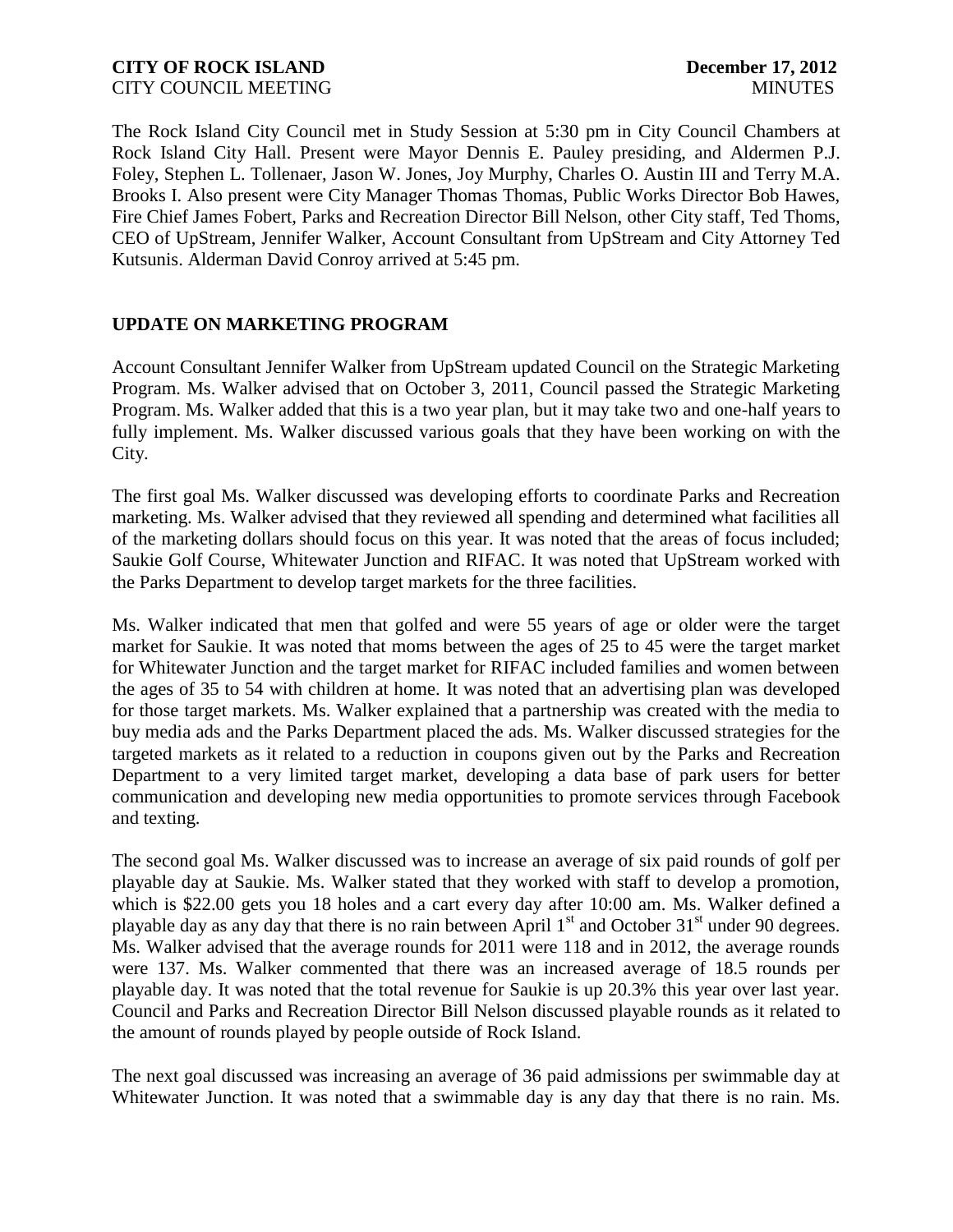The Rock Island City Council met in Study Session at 5:30 pm in City Council Chambers at Rock Island City Hall. Present were Mayor Dennis E. Pauley presiding, and Aldermen P.J. Foley, Stephen L. Tollenaer, Jason W. Jones, Joy Murphy, Charles O. Austin III and Terry M.A. Brooks I. Also present were City Manager Thomas Thomas, Public Works Director Bob Hawes, Fire Chief James Fobert, Parks and Recreation Director Bill Nelson, other City staff, Ted Thoms, CEO of UpStream, Jennifer Walker, Account Consultant from UpStream and City Attorney Ted Kutsunis. Alderman David Conroy arrived at 5:45 pm.

## UPDATE ON MARKETING PROGRAM

Account Consultant Jennifer Walker from UpStream updated Council on the Strategic Marketing Program. Ms. Walker advised that on October 3, 2011, Council passed the Strategic Marketing Program. Ms. Walker added that this is a two year plan, but it may take two and one-half years to fully implement. Ms. Walker discussed various goals that they have been working on with the City.

The first goal Ms. Walker discussed was developing efforts to coordinate Parks and Recreation marketing. Ms. Walker advised that they reviewed all spending and determined what facilities all of the marketing dollars should focus on this year. It was noted that the areas of focus included; Saukie Golf Course, Whitewater Junction and RIFAC. It was noted that UpStream worked with the Parks Department to develop target markets for the three facilities.

Ms. Walker indicated that men that golfed and were 55 years of age or older were the target market for Saukie. It was noted that moms between the ages of 25 to 45 were the target market for Whitewater Junction and the target market for RIFAC included families and women between the ages of 35 to 54 with children at home. It was noted that an advertising plan was developed for those target markets. Ms. Walker explained that a partnership was created with the media to buy media ads and the Parks Department placed the ads. Ms. Walker discussed strategies for the targeted markets as it related to a reduction in coupons given out by the Parks and Recreation Department to a very limited target market, developing a data base of park users for better communication and developing new media opportunities to promote services through Facebook and texting.

The second goal Ms. Walker discussed was to increase an average of six paid rounds of golf per playable day at Saukie. Ms. Walker stated that they worked with staff to develop a promotion, which is $22.00 gets you 18 holes and a cart every day after 10:00 am. Ms. Walker defined a playable day as any day that there is no rain between April 1st and October 31st under 90 degrees. Ms. Walker advised that the average rounds for 2011 were 118 and in 2012, the average rounds were 137. Ms. Walker commented that there was an increased average of 18.5 rounds per playable day. It was noted that the total revenue for Saukie is up 20.3% this year over last year. Council and Parks and Recreation Director Bill Nelson discussed playable rounds as it related to the amount of rounds played by people outside of Rock Island.

The next goal discussed was increasing an average of 36 paid admissions per swimmable day at Whitewater Junction. It was noted that a swimmable day is any day that there is no rain. Ms.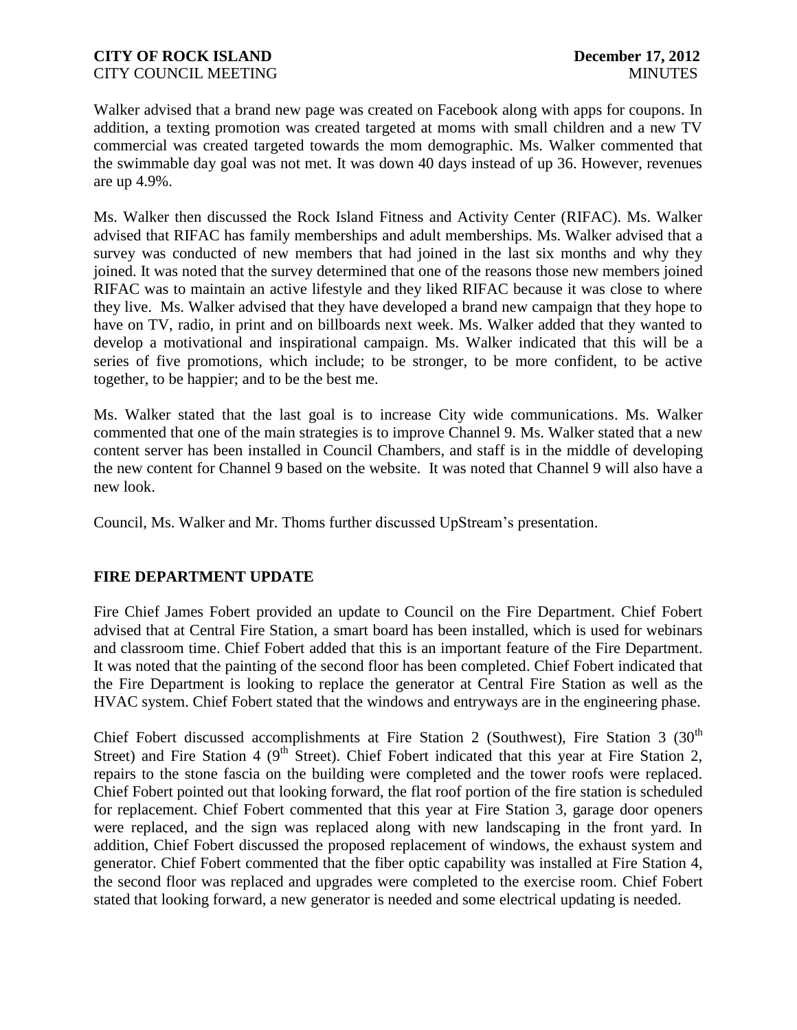Walker advised that a brand new page was created on Facebook along with apps for coupons. In addition, a texting promotion was created targeted at moms with small children and a new TV commercial was created targeted towards the mom demographic. Ms. Walker commented that the swimmable day goal was not met. It was down 40 days instead of up 36. However, revenues are up 4.9%.

Ms. Walker then discussed the Rock Island Fitness and Activity Center (RIFAC). Ms. Walker advised that RIFAC has family memberships and adult memberships. Ms. Walker advised that a survey was conducted of new members that had joined in the last six months and why they joined. It was noted that the survey determined that one of the reasons those new members joined RIFAC was to maintain an active lifestyle and they liked RIFAC because it was close to where they live. Ms. Walker advised that they have developed a brand new campaign that they hope to have on TV, radio, in print and on billboards next week. Ms. Walker added that they wanted to develop a motivational and inspirational campaign. Ms. Walker indicated that this will be a series of five promotions, which include; to be stronger, to be more confident, to be active together, to be happier; and to be the best me.

Ms. Walker stated that the last goal is to increase City wide communications. Ms. Walker commented that one of the main strategies is to improve Channel 9. Ms. Walker stated that a new content server has been installed in Council Chambers, and staff is in the middle of developing the new content for Channel 9 based on the website. It was noted that Channel 9 will also have a new look.

Council, Ms. Walker and Mr. Thoms further discussed UpStream's presentation.

## FIRE DEPARTMENT UPDATE

Fire Chief James Fobert provided an update to Council on the Fire Department. Chief Fobert advised that at Central Fire Station, a smart board has been installed, which is used for webinars and classroom time. Chief Fobert added that this is an important feature of the Fire Department. It was noted that the painting of the second floor has been completed. Chief Fobert indicated that the Fire Department is looking to replace the generator at Central Fire Station as well as the HVAC system. Chief Fobert stated that the windows and entryways are in the engineering phase.

Chief Fobert discussed accomplishments at Fire Station 2 (Southwest), Fire Station 3 (30th Street) and Fire Station 4 (9th Street). Chief Fobert indicated that this year at Fire Station 2, repairs to the stone fascia on the building were completed and the tower roofs were replaced. Chief Fobert pointed out that looking forward, the flat roof portion of the fire station is scheduled for replacement. Chief Fobert commented that this year at Fire Station 3, garage door openers were replaced, and the sign was replaced along with new landscaping in the front yard. In addition, Chief Fobert discussed the proposed replacement of windows, the exhaust system and generator. Chief Fobert commented that the fiber optic capability was installed at Fire Station 4, the second floor was replaced and upgrades were completed to the exercise room. Chief Fobert stated that looking forward, a new generator is needed and some electrical updating is needed.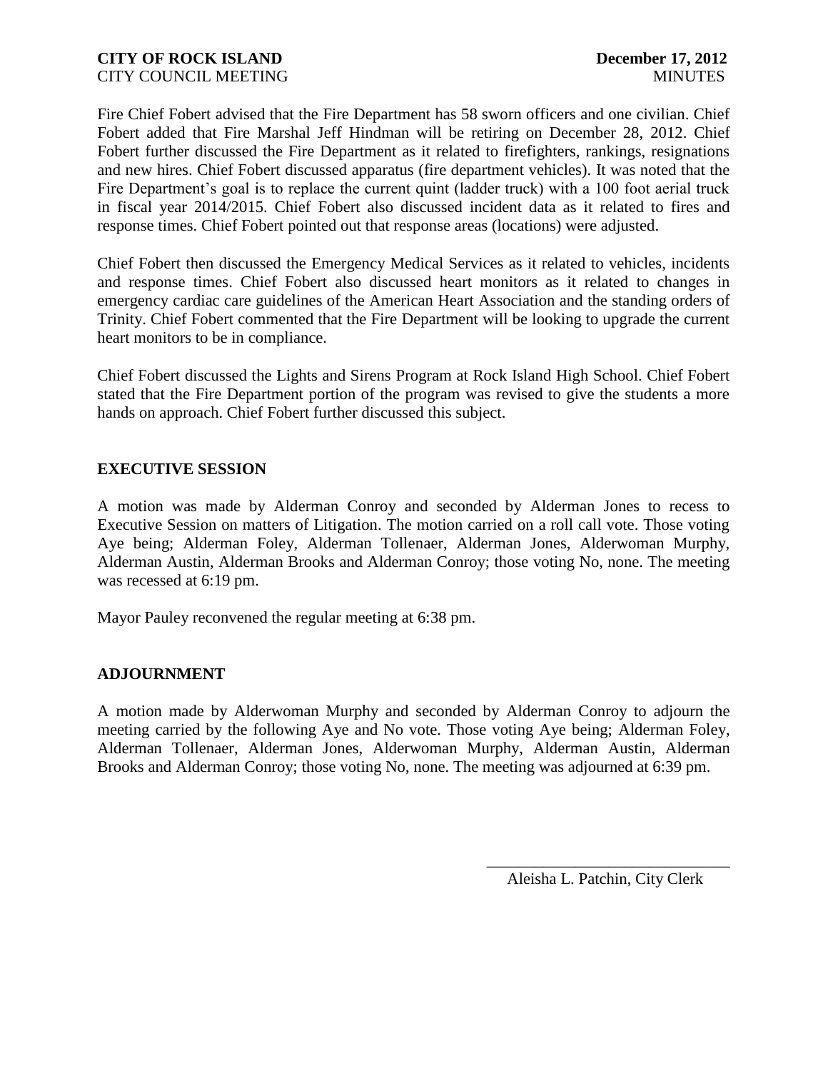Fire Chief Fobert advised that the Fire Department has 58 sworn officers and one civilian. Chief Fobert added that Fire Marshal Jeff Hindman will be retiring on December 28, 2012. Chief Fobert further discussed the Fire Department as it related to firefighters, rankings, resignations and new hires. Chief Fobert discussed apparatus (fire department vehicles). It was noted that the Fire Department's goal is to replace the current quint (ladder truck) with a 100 foot aerial truck in fiscal year 2014/2015. Chief Fobert also discussed incident data as it related to fires and response times. Chief Fobert pointed out that response areas (locations) were adjusted.

Chief Fobert then discussed the Emergency Medical Services as it related to vehicles, incidents and response times. Chief Fobert also discussed heart monitors as it related to changes in emergency cardiac care guidelines of the American Heart Association and the standing orders of Trinity. Chief Fobert commented that the Fire Department will be looking to upgrade the current heart monitors to be in compliance.

Chief Fobert discussed the Lights and Sirens Program at Rock Island High School. Chief Fobert stated that the Fire Department portion of the program was revised to give the students a more hands on approach. Chief Fobert further discussed this subject.

## EXECUTIVE SESSION

A motion was made by Alderman Conroy and seconded by Alderman Jones to recess to Executive Session on matters of Litigation. The motion carried on a roll call vote. Those voting Aye being; Alderman Foley, Alderman Tollenaer, Alderman Jones, Alderwoman Murphy, Alderman Austin, Alderman Brooks and Alderman Conroy; those voting No, none. The meeting was recessed at 6:19 pm.

Mayor Pauley reconvened the regular meeting at 6:38 pm.

## ADJOURNMENT

A motion made by Alderwoman Murphy and seconded by Alderman Conroy to adjourn the meeting carried by the following Aye and No vote. Those voting Aye being; Alderman Foley, Alderman Tollenaer, Alderman Jones, Alderwoman Murphy, Alderman Austin, Alderman Brooks and Alderman Conroy; those voting No, none. The meeting was adjourned at 6:39 pm.

______________________________

Aleisha L. Patchin, City Clerk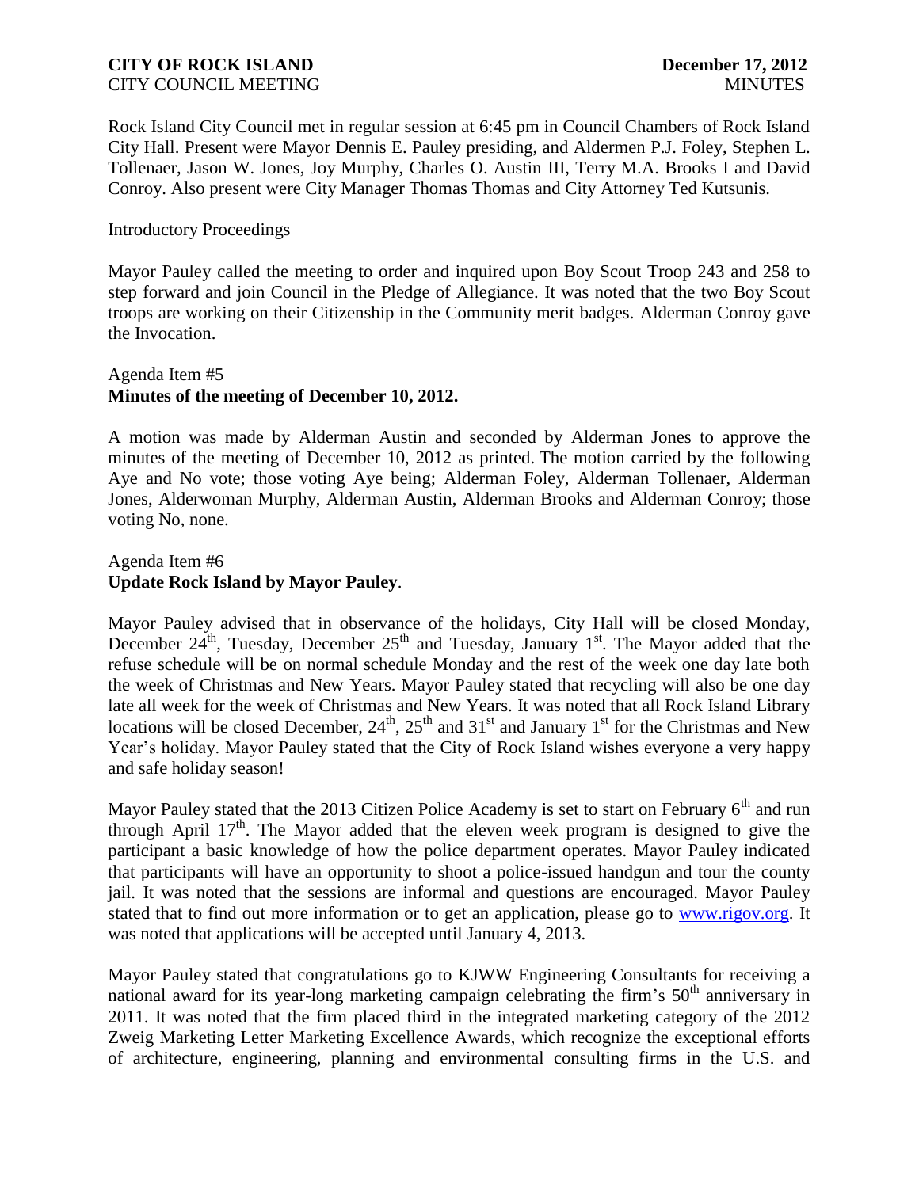Rock Island City Council met in regular session at 6:45 pm in Council Chambers of Rock Island City Hall. Present were Mayor Dennis E. Pauley presiding, and Aldermen P.J. Foley, Stephen L. Tollenaer, Jason W. Jones, Joy Murphy, Charles O. Austin III, Terry M.A. Brooks I and David Conroy. Also present were City Manager Thomas Thomas and City Attorney Ted Kutsunis.

Introductory Proceedings

Mayor Pauley called the meeting to order and inquired upon Boy Scout Troop 243 and 258 to step forward and join Council in the Pledge of Allegiance. It was noted that the two Boy Scout troops are working on their Citizenship in the Community merit badges. Alderman Conroy gave the Invocation.

Agenda Item #5
**Minutes of the meeting of December 10, 2012.**

A motion was made by Alderman Austin and seconded by Alderman Jones to approve the minutes of the meeting of December 10, 2012 as printed. The motion carried by the following Aye and No vote; those voting Aye being; Alderman Foley, Alderman Tollenaer, Alderman Jones, Alderwoman Murphy, Alderman Austin, Alderman Brooks and Alderman Conroy; those voting No, none.

Agenda Item #6
**Update Rock Island by Mayor Pauley**.

Mayor Pauley advised that in observance of the holidays, City Hall will be closed Monday, December 24th, Tuesday, December 25th and Tuesday, January 1st. The Mayor added that the refuse schedule will be on normal schedule Monday and the rest of the week one day late both the week of Christmas and New Years. Mayor Pauley stated that recycling will also be one day late all week for the week of Christmas and New Years. It was noted that all Rock Island Library locations will be closed December, 24th, 25th and 31st and January 1st for the Christmas and New Year's holiday. Mayor Pauley stated that the City of Rock Island wishes everyone a very happy and safe holiday season!

Mayor Pauley stated that the 2013 Citizen Police Academy is set to start on February 6th and run through April 17th. The Mayor added that the eleven week program is designed to give the participant a basic knowledge of how the police department operates. Mayor Pauley indicated that participants will have an opportunity to shoot a police-issued handgun and tour the county jail. It was noted that the sessions are informal and questions are encouraged. Mayor Pauley stated that to find out more information or to get an application, please go to www.rigov.org. It was noted that applications will be accepted until January 4, 2013.

Mayor Pauley stated that congratulations go to KJWW Engineering Consultants for receiving a national award for its year-long marketing campaign celebrating the firm's 50th anniversary in 2011. It was noted that the firm placed third in the integrated marketing category of the 2012 Zweig Marketing Letter Marketing Excellence Awards, which recognize the exceptional efforts of architecture, engineering, planning and environmental consulting firms in the U.S. and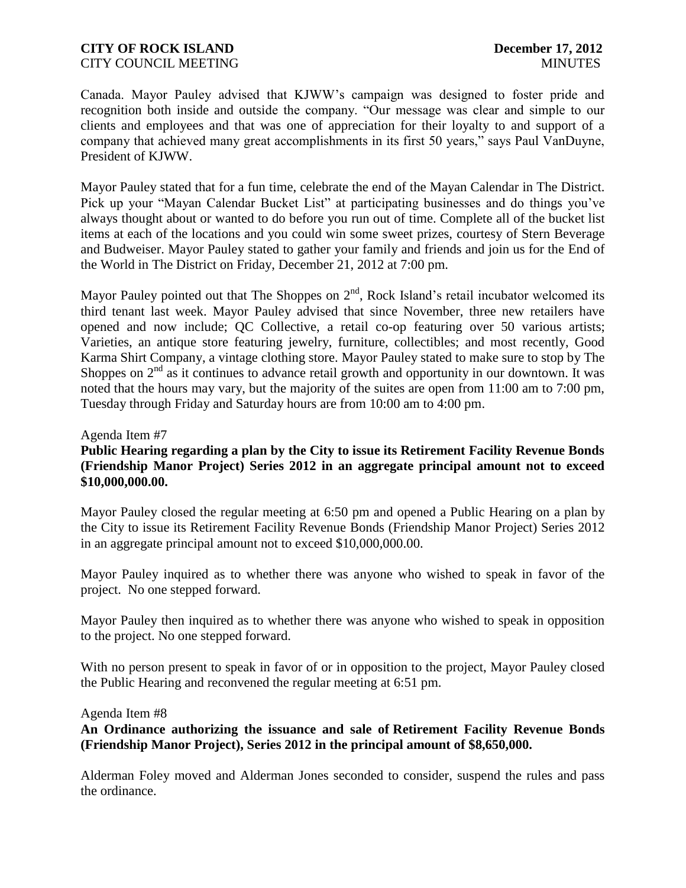Canada. Mayor Pauley advised that KJWW's campaign was designed to foster pride and recognition both inside and outside the company. "Our message was clear and simple to our clients and employees and that was one of appreciation for their loyalty to and support of a company that achieved many great accomplishments in its first 50 years," says Paul VanDuyne, President of KJWW.

Mayor Pauley stated that for a fun time, celebrate the end of the Mayan Calendar in The District. Pick up your "Mayan Calendar Bucket List" at participating businesses and do things you've always thought about or wanted to do before you run out of time. Complete all of the bucket list items at each of the locations and you could win some sweet prizes, courtesy of Stern Beverage and Budweiser. Mayor Pauley stated to gather your family and friends and join us for the End of the World in The District on Friday, December 21, 2012 at 7:00 pm.

Mayor Pauley pointed out that The Shoppes on 2nd, Rock Island's retail incubator welcomed its third tenant last week. Mayor Pauley advised that since November, three new retailers have opened and now include; QC Collective, a retail co-op featuring over 50 various artists; Varieties, an antique store featuring jewelry, furniture, collectibles; and most recently, Good Karma Shirt Company, a vintage clothing store. Mayor Pauley stated to make sure to stop by The Shoppes on 2nd as it continues to advance retail growth and opportunity in our downtown. It was noted that the hours may vary, but the majority of the suites are open from 11:00 am to 7:00 pm, Tuesday through Friday and Saturday hours are from 10:00 am to 4:00 pm.

Agenda Item #7

**Public Hearing regarding a plan by the City to issue its Retirement Facility Revenue Bonds (Friendship Manor Project) Series 2012 in an aggregate principal amount not to exceed $10,000,000.00.**

Mayor Pauley closed the regular meeting at 6:50 pm and opened a Public Hearing on a plan by the City to issue its Retirement Facility Revenue Bonds (Friendship Manor Project) Series 2012 in an aggregate principal amount not to exceed $10,000,000.00.

Mayor Pauley inquired as to whether there was anyone who wished to speak in favor of the project. No one stepped forward.

Mayor Pauley then inquired as to whether there was anyone who wished to speak in opposition to the project. No one stepped forward.

With no person present to speak in favor of or in opposition to the project, Mayor Pauley closed the Public Hearing and reconvened the regular meeting at 6:51 pm.

Agenda Item #8

**An Ordinance authorizing the issuance and sale of Retirement Facility Revenue Bonds (Friendship Manor Project), Series 2012 in the principal amount of $8,650,000.**

Alderman Foley moved and Alderman Jones seconded to consider, suspend the rules and pass the ordinance.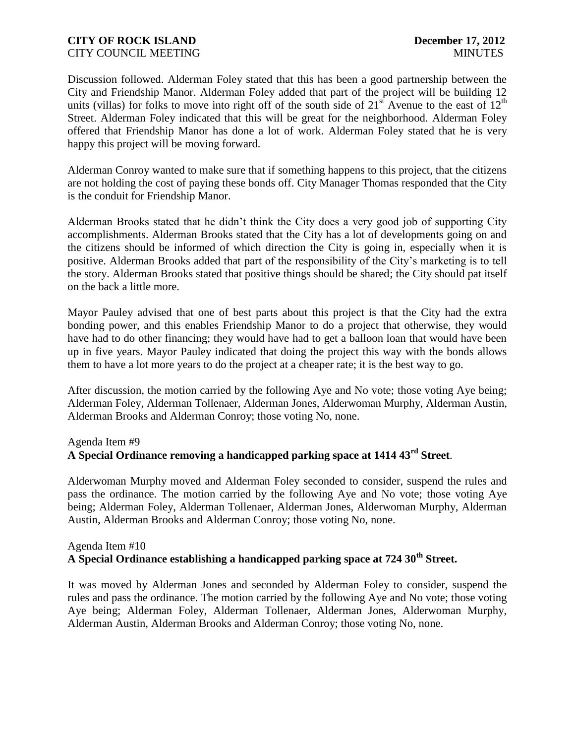Discussion followed. Alderman Foley stated that this has been a good partnership between the City and Friendship Manor. Alderman Foley added that part of the project will be building 12 units (villas) for folks to move into right off of the south side of 21st Avenue to the east of 12th Street. Alderman Foley indicated that this will be great for the neighborhood. Alderman Foley offered that Friendship Manor has done a lot of work. Alderman Foley stated that he is very happy this project will be moving forward.

Alderman Conroy wanted to make sure that if something happens to this project, that the citizens are not holding the cost of paying these bonds off. City Manager Thomas responded that the City is the conduit for Friendship Manor.

Alderman Brooks stated that he didn't think the City does a very good job of supporting City accomplishments. Alderman Brooks stated that the City has a lot of developments going on and the citizens should be informed of which direction the City is going in, especially when it is positive. Alderman Brooks added that part of the responsibility of the City's marketing is to tell the story. Alderman Brooks stated that positive things should be shared; the City should pat itself on the back a little more.

Mayor Pauley advised that one of best parts about this project is that the City had the extra bonding power, and this enables Friendship Manor to do a project that otherwise, they would have had to do other financing; they would have had to get a balloon loan that would have been up in five years. Mayor Pauley indicated that doing the project this way with the bonds allows them to have a lot more years to do the project at a cheaper rate; it is the best way to go.

After discussion, the motion carried by the following Aye and No vote; those voting Aye being; Alderman Foley, Alderman Tollenaer, Alderman Jones, Alderwoman Murphy, Alderman Austin, Alderman Brooks and Alderman Conroy; those voting No, none.

Agenda Item #9
**A Special Ordinance removing a handicapped parking space at 1414 43rd Street**.

Alderwoman Murphy moved and Alderman Foley seconded to consider, suspend the rules and pass the ordinance. The motion carried by the following Aye and No vote; those voting Aye being; Alderman Foley, Alderman Tollenaer, Alderman Jones, Alderwoman Murphy, Alderman Austin, Alderman Brooks and Alderman Conroy; those voting No, none.

Agenda Item #10
**A Special Ordinance establishing a handicapped parking space at 724 30th Street.**

It was moved by Alderman Jones and seconded by Alderman Foley to consider, suspend the rules and pass the ordinance. The motion carried by the following Aye and No vote; those voting Aye being; Alderman Foley, Alderman Tollenaer, Alderman Jones, Alderwoman Murphy, Alderman Austin, Alderman Brooks and Alderman Conroy; those voting No, none.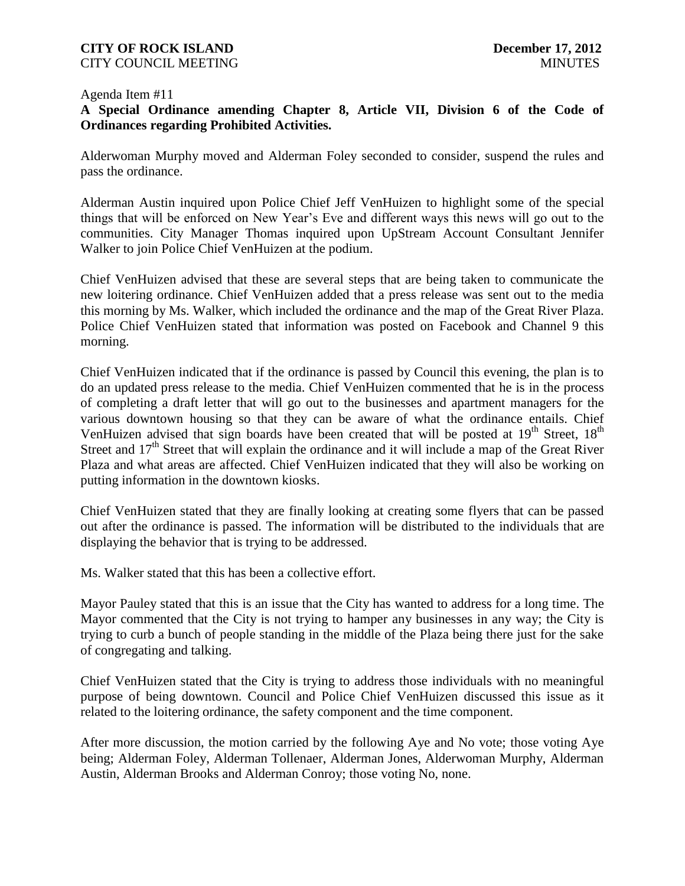Agenda Item #11

**A Special Ordinance amending Chapter 8, Article VII, Division 6 of the Code of Ordinances regarding Prohibited Activities.**

Alderwoman Murphy moved and Alderman Foley seconded to consider, suspend the rules and pass the ordinance.

Alderman Austin inquired upon Police Chief Jeff VenHuizen to highlight some of the special things that will be enforced on New Year's Eve and different ways this news will go out to the communities. City Manager Thomas inquired upon UpStream Account Consultant Jennifer Walker to join Police Chief VenHuizen at the podium.

Chief VenHuizen advised that these are several steps that are being taken to communicate the new loitering ordinance. Chief VenHuizen added that a press release was sent out to the media this morning by Ms. Walker, which included the ordinance and the map of the Great River Plaza. Police Chief VenHuizen stated that information was posted on Facebook and Channel 9 this morning.

Chief VenHuizen indicated that if the ordinance is passed by Council this evening, the plan is to do an updated press release to the media. Chief VenHuizen commented that he is in the process of completing a draft letter that will go out to the businesses and apartment managers for the various downtown housing so that they can be aware of what the ordinance entails. Chief VenHuizen advised that sign boards have been created that will be posted at 19th Street, 18th Street and 17th Street that will explain the ordinance and it will include a map of the Great River Plaza and what areas are affected. Chief VenHuizen indicated that they will also be working on putting information in the downtown kiosks.

Chief VenHuizen stated that they are finally looking at creating some flyers that can be passed out after the ordinance is passed. The information will be distributed to the individuals that are displaying the behavior that is trying to be addressed.

Ms. Walker stated that this has been a collective effort.

Mayor Pauley stated that this is an issue that the City has wanted to address for a long time. The Mayor commented that the City is not trying to hamper any businesses in any way; the City is trying to curb a bunch of people standing in the middle of the Plaza being there just for the sake of congregating and talking.

Chief VenHuizen stated that the City is trying to address those individuals with no meaningful purpose of being downtown. Council and Police Chief VenHuizen discussed this issue as it related to the loitering ordinance, the safety component and the time component.

After more discussion, the motion carried by the following Aye and No vote; those voting Aye being; Alderman Foley, Alderman Tollenaer, Alderman Jones, Alderwoman Murphy, Alderman Austin, Alderman Brooks and Alderman Conroy; those voting No, none.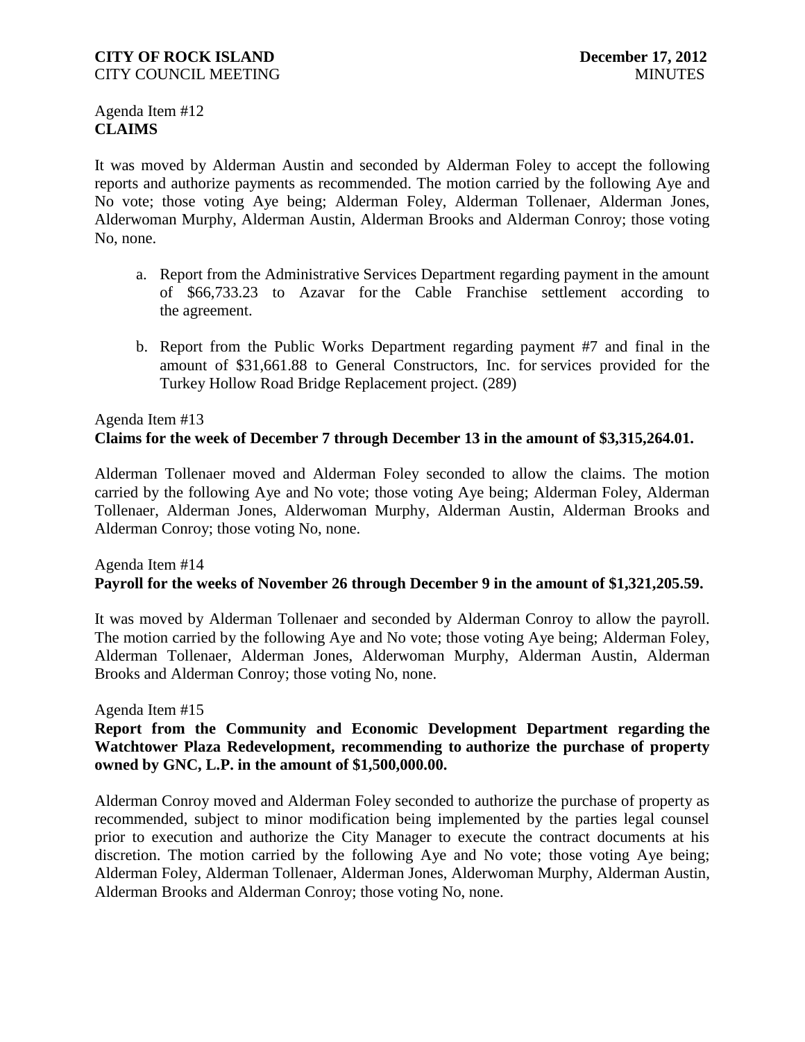Agenda Item #12
**CLAIMS**

It was moved by Alderman Austin and seconded by Alderman Foley to accept the following reports and authorize payments as recommended. The motion carried by the following Aye and No vote; those voting Aye being; Alderman Foley, Alderman Tollenaer, Alderman Jones, Alderwoman Murphy, Alderman Austin, Alderman Brooks and Alderman Conroy; those voting No, none.

a. Report from the Administrative Services Department regarding payment in the amount of $66,733.23 to Azavar for the Cable Franchise settlement according to the agreement.

b. Report from the Public Works Department regarding payment #7 and final in the amount of $31,661.88 to General Constructors, Inc. for services provided for the Turkey Hollow Road Bridge Replacement project. (289)

Agenda Item #13
**Claims for the week of December 7 through December 13 in the amount of $3,315,264.01.**

Alderman Tollenaer moved and Alderman Foley seconded to allow the claims. The motion carried by the following Aye and No vote; those voting Aye being; Alderman Foley, Alderman Tollenaer, Alderman Jones, Alderwoman Murphy, Alderman Austin, Alderman Brooks and Alderman Conroy; those voting No, none.

Agenda Item #14
**Payroll for the weeks of November 26 through December 9 in the amount of $1,321,205.59.**

It was moved by Alderman Tollenaer and seconded by Alderman Conroy to allow the payroll. The motion carried by the following Aye and No vote; those voting Aye being; Alderman Foley, Alderman Tollenaer, Alderman Jones, Alderwoman Murphy, Alderman Austin, Alderman Brooks and Alderman Conroy; those voting No, none.

Agenda Item #15
**Report from the Community and Economic Development Department regarding the Watchtower Plaza Redevelopment, recommending to authorize the purchase of property owned by GNC, L.P. in the amount of $1,500,000.00.**

Alderman Conroy moved and Alderman Foley seconded to authorize the purchase of property as recommended, subject to minor modification being implemented by the parties legal counsel prior to execution and authorize the City Manager to execute the contract documents at his discretion. The motion carried by the following Aye and No vote; those voting Aye being; Alderman Foley, Alderman Tollenaer, Alderman Jones, Alderwoman Murphy, Alderman Austin, Alderman Brooks and Alderman Conroy; those voting No, none.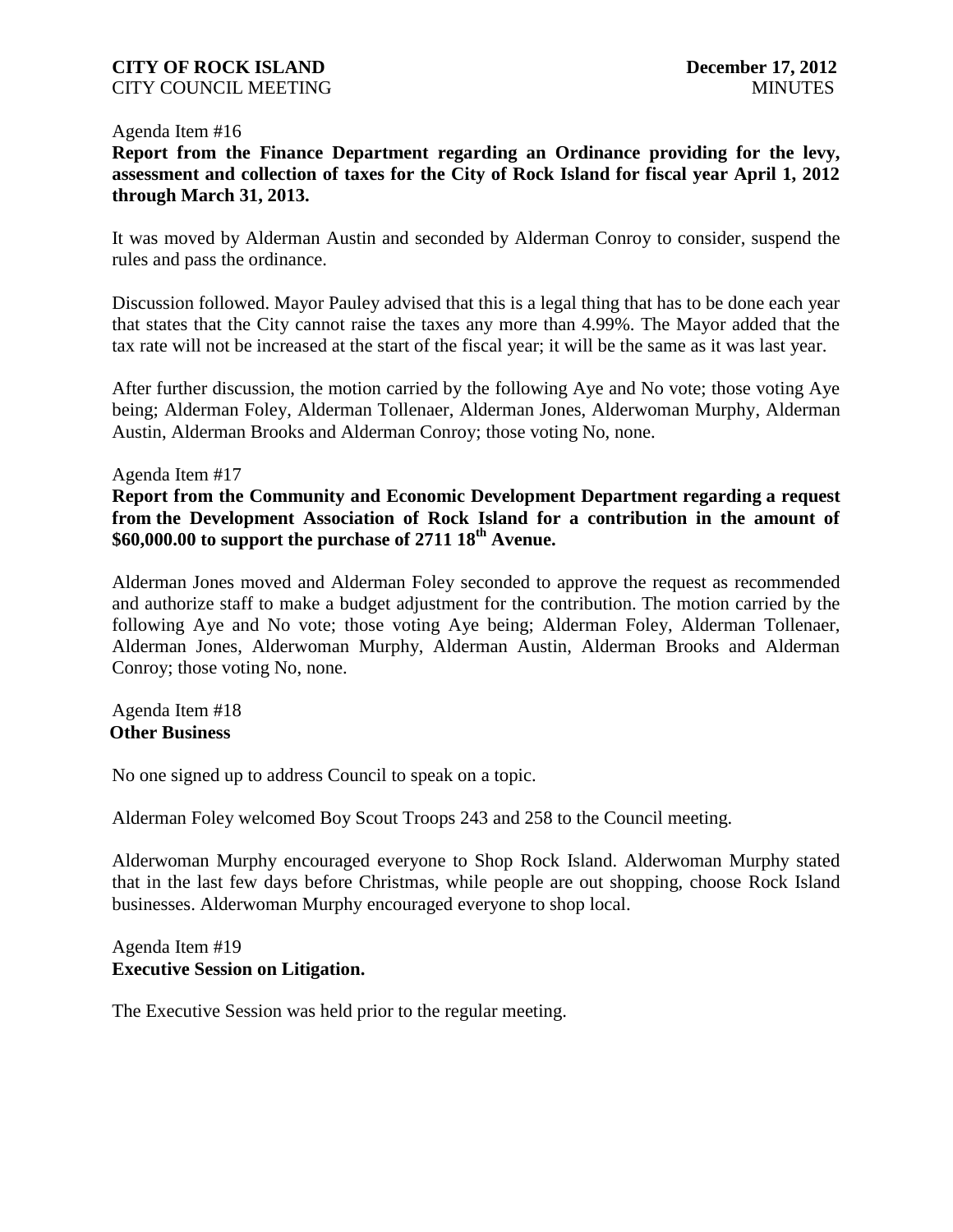Agenda Item #16

**Report from the Finance Department regarding an Ordinance providing for the levy, assessment and collection of taxes for the City of Rock Island for fiscal year April 1, 2012 through March 31, 2013.**

It was moved by Alderman Austin and seconded by Alderman Conroy to consider, suspend the rules and pass the ordinance.

Discussion followed. Mayor Pauley advised that this is a legal thing that has to be done each year that states that the City cannot raise the taxes any more than 4.99%. The Mayor added that the tax rate will not be increased at the start of the fiscal year; it will be the same as it was last year.

After further discussion, the motion carried by the following Aye and No vote; those voting Aye being; Alderman Foley, Alderman Tollenaer, Alderman Jones, Alderwoman Murphy, Alderman Austin, Alderman Brooks and Alderman Conroy; those voting No, none.

Agenda Item #17

**Report from the Community and Economic Development Department regarding a request from the Development Association of Rock Island for a contribution in the amount of $60,000.00 to support the purchase of 2711 18th Avenue.**

Alderman Jones moved and Alderman Foley seconded to approve the request as recommended and authorize staff to make a budget adjustment for the contribution. The motion carried by the following Aye and No vote; those voting Aye being; Alderman Foley, Alderman Tollenaer, Alderman Jones, Alderwoman Murphy, Alderman Austin, Alderman Brooks and Alderman Conroy; those voting No, none.

Agenda Item #18

**Other Business**

No one signed up to address Council to speak on a topic.

Alderman Foley welcomed Boy Scout Troops 243 and 258 to the Council meeting.

Alderwoman Murphy encouraged everyone to Shop Rock Island. Alderwoman Murphy stated that in the last few days before Christmas, while people are out shopping, choose Rock Island businesses. Alderwoman Murphy encouraged everyone to shop local.

Agenda Item #19

**Executive Session on Litigation.**

The Executive Session was held prior to the regular meeting.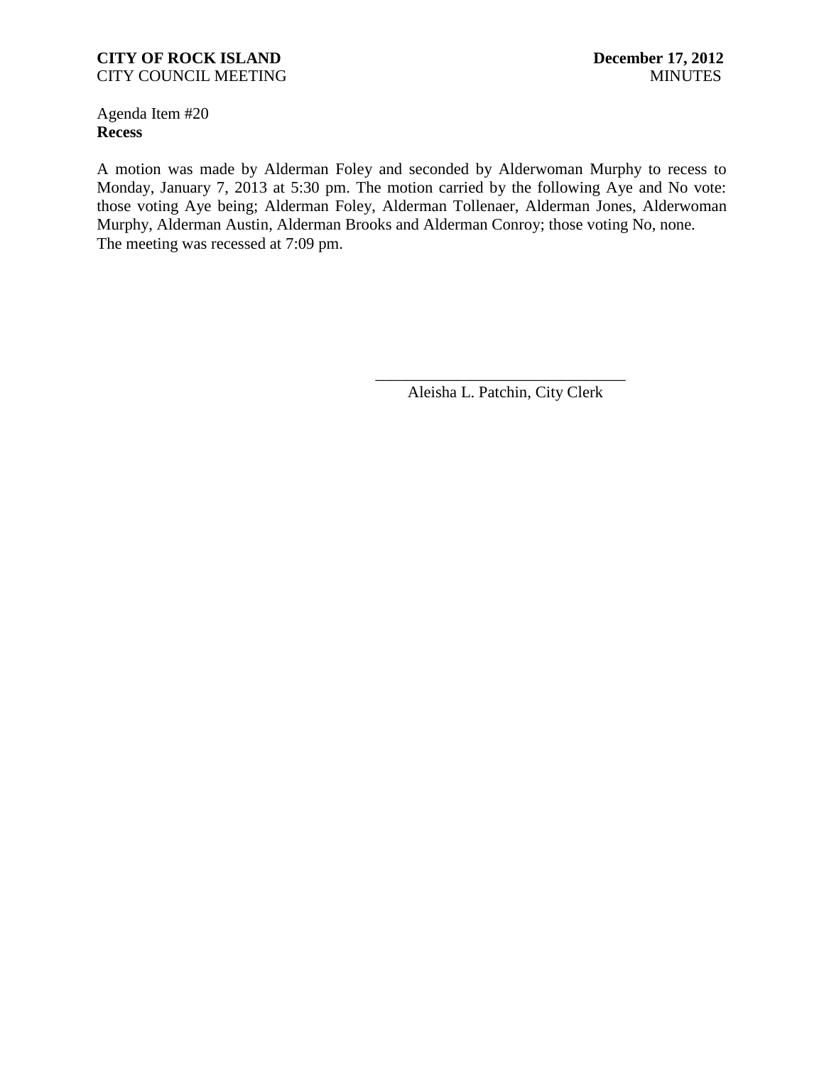Agenda Item #20
**Recess**

A motion was made by Alderman Foley and seconded by Alderwoman Murphy to recess to Monday, January 7, 2013 at 5:30 pm. The motion carried by the following Aye and No vote: those voting Aye being; Alderman Foley, Alderman Tollenaer, Alderman Jones, Alderwoman Murphy, Alderman Austin, Alderman Brooks and Alderman Conroy; those voting No, none.
The meeting was recessed at 7:09 pm.

_______________________________
Aleisha L. Patchin, City Clerk